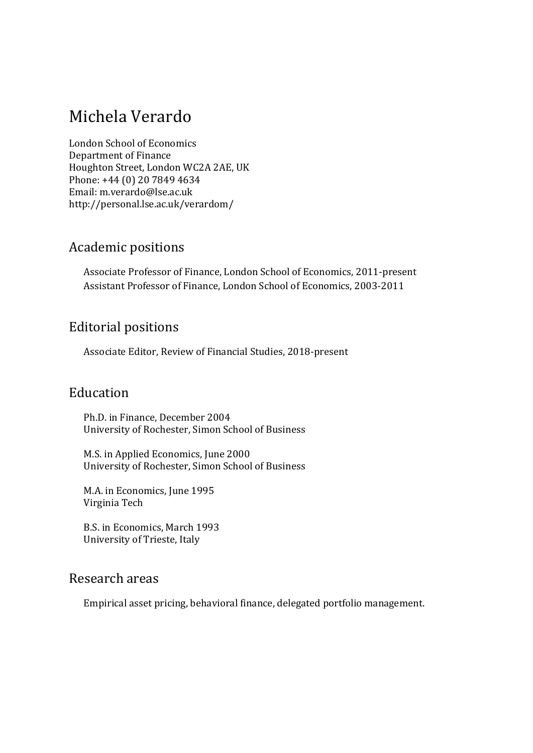# Michela Verardo

London School of Economics
Department of Finance
Houghton Street, London WC2A 2AE, UK
Phone: +44 (0) 20 7849 4634
Email: m.verardo@lse.ac.uk
http://personal.lse.ac.uk/verardom/

## Academic positions

Associate Professor of Finance, London School of Economics, 2011-present
Assistant Professor of Finance, London School of Economics, 2003-2011

## Editorial positions

Associate Editor, Review of Financial Studies, 2018-present

## Education

Ph.D. in Finance, December 2004
University of Rochester, Simon School of Business

M.S. in Applied Economics, June 2000
University of Rochester, Simon School of Business

M.A. in Economics, June 1995
Virginia Tech

B.S. in Economics, March 1993
University of Trieste, Italy

## Research areas

Empirical asset pricing, behavioral finance, delegated portfolio management.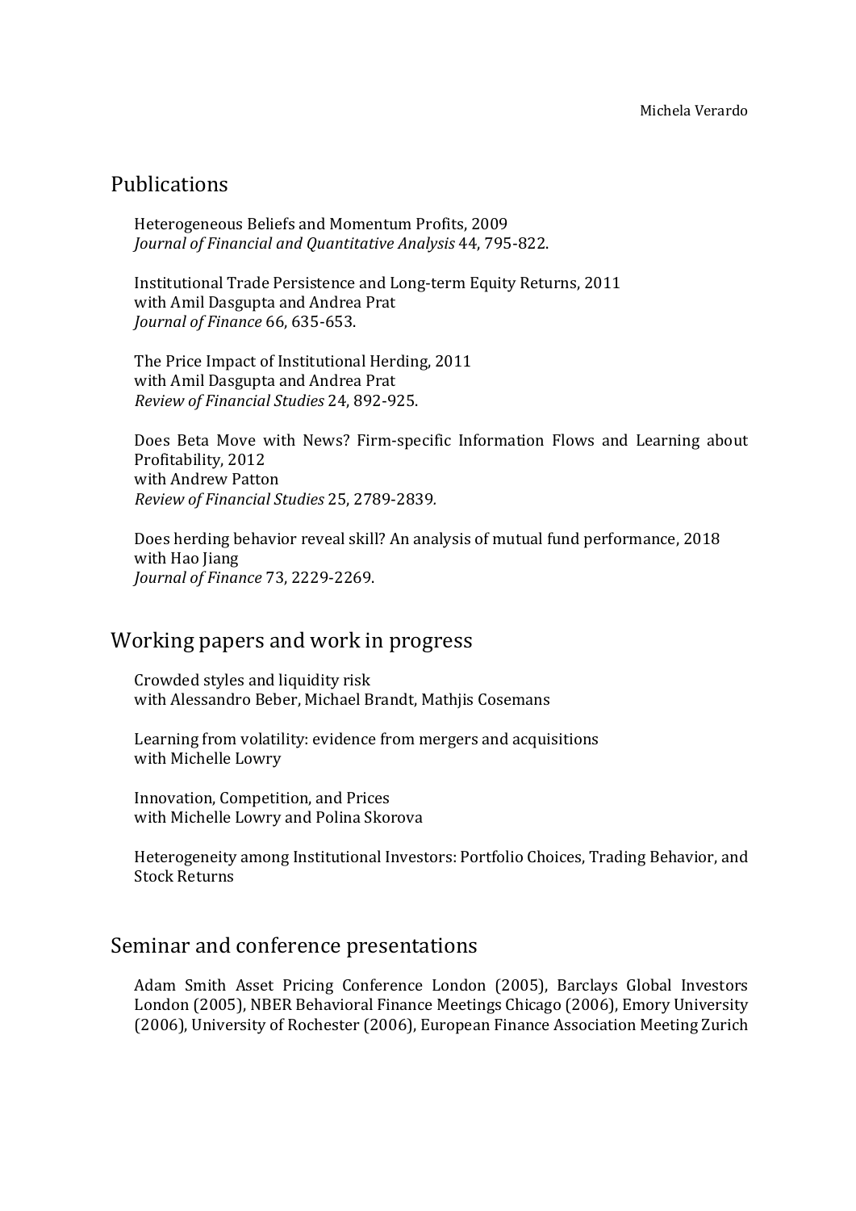## Publications

Heterogeneous Beliefs and Momentum Profits, 2009
*Journal of Financial and Quantitative Analysis* 44, 795-822.

Institutional Trade Persistence and Long-term Equity Returns, 2011
with Amil Dasgupta and Andrea Prat
*Journal of Finance* 66, 635-653.

The Price Impact of Institutional Herding, 2011
with Amil Dasgupta and Andrea Prat
*Review of Financial Studies* 24, 892-925.

Does Beta Move with News? Firm-specific Information Flows and Learning about Profitability, 2012
with Andrew Patton
*Review of Financial Studies* 25, 2789-2839.

Does herding behavior reveal skill? An analysis of mutual fund performance, 2018
with Hao Jiang
*Journal of Finance* 73, 2229-2269.

## Working papers and work in progress

Crowded styles and liquidity risk
with Alessandro Beber, Michael Brandt, Mathjis Cosemans

Learning from volatility: evidence from mergers and acquisitions
with Michelle Lowry

Innovation, Competition, and Prices
with Michelle Lowry and Polina Skorova

Heterogeneity among Institutional Investors: Portfolio Choices, Trading Behavior, and Stock Returns

## Seminar and conference presentations

Adam Smith Asset Pricing Conference London (2005), Barclays Global Investors London (2005), NBER Behavioral Finance Meetings Chicago (2006), Emory University (2006), University of Rochester (2006), European Finance Association Meeting Zurich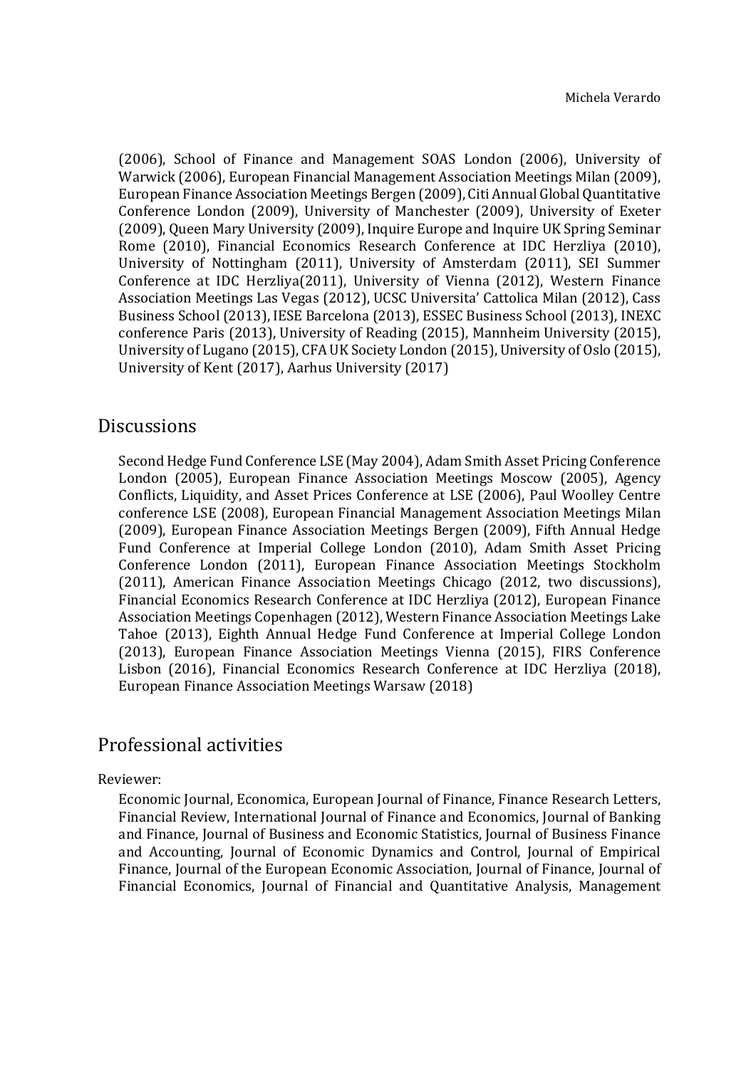(2006), School of Finance and Management SOAS London (2006), University of Warwick (2006), European Financial Management Association Meetings Milan (2009), European Finance Association Meetings Bergen (2009), Citi Annual Global Quantitative Conference London (2009), University of Manchester (2009), University of Exeter (2009), Queen Mary University (2009), Inquire Europe and Inquire UK Spring Seminar Rome (2010), Financial Economics Research Conference at IDC Herzliya (2010), University of Nottingham (2011), University of Amsterdam (2011), SEI Summer Conference at IDC Herzliya(2011), University of Vienna (2012), Western Finance Association Meetings Las Vegas (2012), UCSC Universita' Cattolica Milan (2012), Cass Business School (2013), IESE Barcelona (2013), ESSEC Business School (2013), INEXC conference Paris (2013), University of Reading (2015), Mannheim University (2015), University of Lugano (2015), CFA UK Society London (2015), University of Oslo (2015), University of Kent (2017), Aarhus University (2017)

## Discussions

Second Hedge Fund Conference LSE (May 2004), Adam Smith Asset Pricing Conference London (2005), European Finance Association Meetings Moscow (2005), Agency Conflicts, Liquidity, and Asset Prices Conference at LSE (2006), Paul Woolley Centre conference LSE (2008), European Financial Management Association Meetings Milan (2009), European Finance Association Meetings Bergen (2009), Fifth Annual Hedge Fund Conference at Imperial College London (2010), Adam Smith Asset Pricing Conference London (2011), European Finance Association Meetings Stockholm (2011), American Finance Association Meetings Chicago (2012, two discussions), Financial Economics Research Conference at IDC Herzliya (2012), European Finance Association Meetings Copenhagen (2012), Western Finance Association Meetings Lake Tahoe (2013), Eighth Annual Hedge Fund Conference at Imperial College London (2013), European Finance Association Meetings Vienna (2015), FIRS Conference Lisbon (2016), Financial Economics Research Conference at IDC Herzliya (2018), European Finance Association Meetings Warsaw (2018)

## Professional activities

Reviewer:

Economic Journal, Economica, European Journal of Finance, Finance Research Letters, Financial Review, International Journal of Finance and Economics, Journal of Banking and Finance, Journal of Business and Economic Statistics, Journal of Business Finance and Accounting, Journal of Economic Dynamics and Control, Journal of Empirical Finance, Journal of the European Economic Association, Journal of Finance, Journal of Financial Economics, Journal of Financial and Quantitative Analysis, Management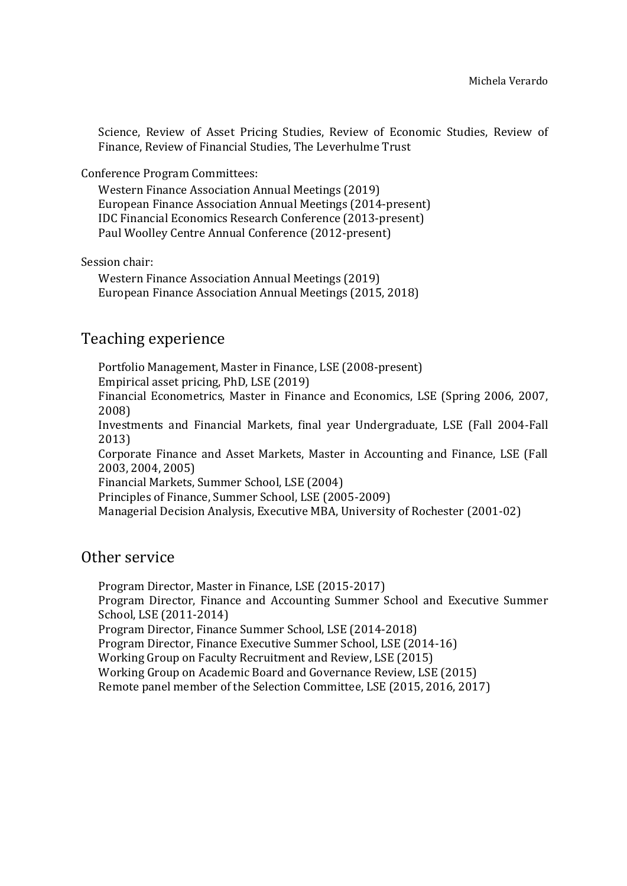Science, Review of Asset Pricing Studies, Review of Economic Studies, Review of Finance, Review of Financial Studies, The Leverhulme Trust

Conference Program Committees:

Western Finance Association Annual Meetings (2019)
European Finance Association Annual Meetings (2014-present)
IDC Financial Economics Research Conference (2013-present)
Paul Woolley Centre Annual Conference (2012-present)

Session chair:

Western Finance Association Annual Meetings (2019)
European Finance Association Annual Meetings (2015, 2018)

## Teaching experience

Portfolio Management, Master in Finance, LSE (2008-present)
Empirical asset pricing, PhD, LSE (2019)
Financial Econometrics, Master in Finance and Economics, LSE (Spring 2006, 2007, 2008)
Investments and Financial Markets, final year Undergraduate, LSE (Fall 2004-Fall 2013)
Corporate Finance and Asset Markets, Master in Accounting and Finance, LSE (Fall 2003, 2004, 2005)
Financial Markets, Summer School, LSE (2004)
Principles of Finance, Summer School, LSE (2005-2009)
Managerial Decision Analysis, Executive MBA, University of Rochester (2001-02)

## Other service

Program Director, Master in Finance, LSE (2015-2017)
Program Director, Finance and Accounting Summer School and Executive Summer School, LSE (2011-2014)
Program Director, Finance Summer School, LSE (2014-2018)
Program Director, Finance Executive Summer School, LSE (2014-16)
Working Group on Faculty Recruitment and Review, LSE (2015)
Working Group on Academic Board and Governance Review, LSE (2015)
Remote panel member of the Selection Committee, LSE (2015, 2016, 2017)